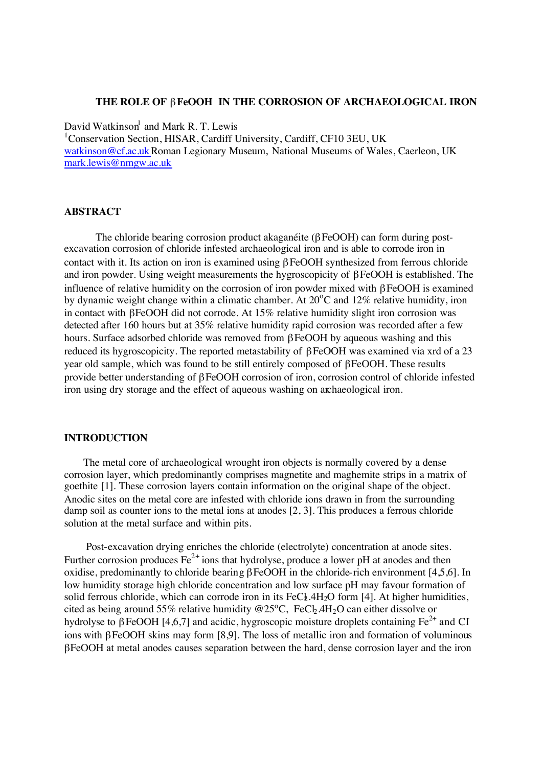# THE ROLE OF βFeOOH IN THE CORROSION OF ARCHAEOLOGICAL IRON

David Watkinson[1] and Mark R. T. Lewis

[1]Conservation Section, HISAR, Cardiff University, Cardiff, CF10 3EU, UK
watkinson@cf.ac.uk Roman Legionary Museum, National Museums of Wales, Caerleon, UK
mark.lewis@nmgw.ac.uk

## ABSTRACT

The chloride bearing corrosion product akaganéite (βFeOOH) can form during post-excavation corrosion of chloride infested archaeological iron and is able to corrode iron in contact with it. Its action on iron is examined using βFeOOH synthesized from ferrous chloride and iron powder. Using weight measurements the hygroscopicity of βFeOOH is established. The influence of relative humidity on the corrosion of iron powder mixed with βFeOOH is examined by dynamic weight change within a climatic chamber. At $20^oC$ and 12% relative humidity, iron in contact with βFeOOH did not corrode. At 15% relative humidity slight iron corrosion was detected after 160 hours but at 35% relative humidity rapid corrosion was recorded after a few hours. Surface adsorbed chloride was removed from βFeOOH by aqueous washing and this reduced its hygroscopicity. The reported metastability of βFeOOH was examined via xrd of a 23 year old sample, which was found to be still entirely composed of βFeOOH. These results provide better understanding of βFeOOH corrosion of iron, corrosion control of chloride infested iron using dry storage and the effect of aqueous washing on archaeological iron.

## INTRODUCTION

The metal core of archaeological wrought iron objects is normally covered by a dense corrosion layer, which predominantly comprises magnetite and maghemite strips in a matrix of goethite [1]. These corrosion layers contain information on the original shape of the object. Anodic sites on the metal core are infested with chloride ions drawn in from the surrounding damp soil as counter ions to the metal ions at anodes [2, 3]. This produces a ferrous chloride solution at the metal surface and within pits.

Post-excavation drying enriches the chloride (electrolyte) concentration at anode sites. Further corrosion produces $Fe^{2+}$ ions that hydrolyse, produce a lower pH at anodes and then oxidise, predominantly to chloride bearing βFeOOH in the chloride-rich environment [4,5,6]. In low humidity storage high chloride concentration and low surface pH may favour formation of solid ferrous chloride, which can corrode iron in its $FeCl_2.4H_2O$ form [4]. At higher humidities, cited as being around 55% relative humidity @$25^oC$, $FeCl_2.4H_2O$ can either dissolve or hydrolyse to βFeOOH [4,6,7] and acidic, hygroscopic moisture droplets containing $Fe^{2+}$ and $Cl^-$ ions with βFeOOH skins may form [8,9]. The loss of metallic iron and formation of voluminous βFeOOH at metal anodes causes separation between the hard, dense corrosion layer and the iron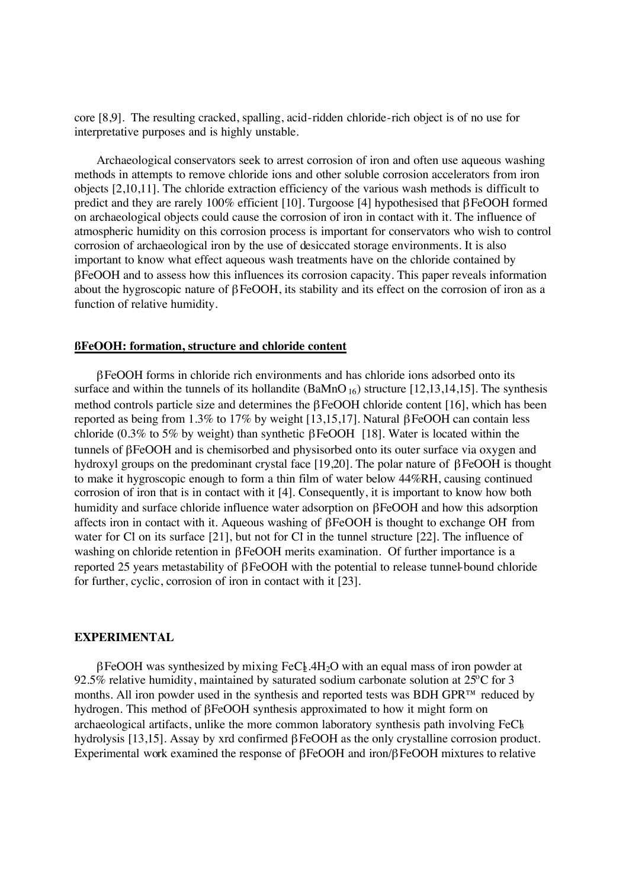core [8,9]. The resulting cracked, spalling, acid-ridden chloride-rich object is of no use for interpretative purposes and is highly unstable.

Archaeological conservators seek to arrest corrosion of iron and often use aqueous washing methods in attempts to remove chloride ions and other soluble corrosion accelerators from iron objects [2,10,11]. The chloride extraction efficiency of the various wash methods is difficult to predict and they are rarely 100% efficient [10]. Turgoose [4] hypothesised that βFeOOH formed on archaeological objects could cause the corrosion of iron in contact with it. The influence of atmospheric humidity on this corrosion process is important for conservators who wish to control corrosion of archaeological iron by the use of desiccated storage environments. It is also important to know what effect aqueous wash treatments have on the chloride contained by βFeOOH and to assess how this influences its corrosion capacity. This paper reveals information about the hygroscopic nature of βFeOOH, its stability and its effect on the corrosion of iron as a function of relative humidity.

## ßFeOOH: formation, structure and chloride content

βFeOOH forms in chloride rich environments and has chloride ions adsorbed onto its surface and within the tunnels of its hollandite ($BaMnO_{16}$) structure [12,13,14,15]. The synthesis method controls particle size and determines the βFeOOH chloride content [16], which has been reported as being from 1.3% to 17% by weight [13,15,17]. Natural βFeOOH can contain less chloride (0.3% to 5% by weight) than synthetic βFeOOH [18]. Water is located within the tunnels of βFeOOH and is chemisorbed and physisorbed onto its outer surface via oxygen and hydroxyl groups on the predominant crystal face [19,20]. The polar nature of βFeOOH is thought to make it hygroscopic enough to form a thin film of water below 44%RH, causing continued corrosion of iron that is in contact with it [4]. Consequently, it is important to know how both humidity and surface chloride influence water adsorption on βFeOOH and how this adsorption affects iron in contact with it. Aqueous washing of βFeOOH is thought to exchange $OH^-$ from water for $Cl^-$ on its surface [21], but not for $Cl^-$ in the tunnel structure [22]. The influence of washing on chloride retention in βFeOOH merits examination. Of further importance is a reported 25 years metastability of βFeOOH with the potential to release tunnel-bound chloride for further, cyclic, corrosion of iron in contact with it [23].

## EXPERIMENTAL

βFeOOH was synthesized by mixing $FeCl_2.4H_2O$ with an equal mass of iron powder at 92.5% relative humidity, maintained by saturated sodium carbonate solution at 25°C for 3 months. All iron powder used in the synthesis and reported tests was BDH GPR™ reduced by hydrogen. This method of βFeOOH synthesis approximated to how it might form on archaeological artifacts, unlike the more common laboratory synthesis path involving $FeCl_3$ hydrolysis [13,15]. Assay by xrd confirmed βFeOOH as the only crystalline corrosion product. Experimental work examined the response of βFeOOH and iron/βFeOOH mixtures to relative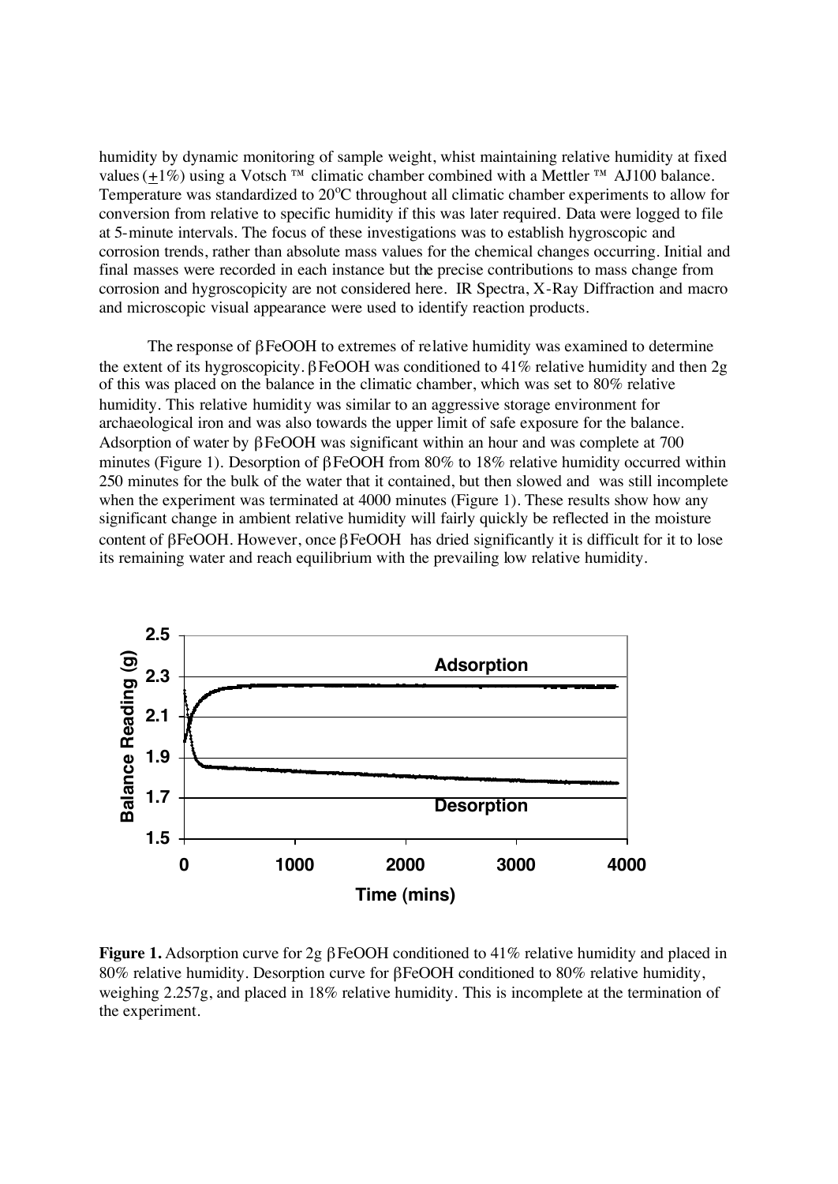humidity by dynamic monitoring of sample weight, whist maintaining relative humidity at fixed values (±1%) using a Votsch ™ climatic chamber combined with a Mettler ™ AJ100 balance. Temperature was standardized to 20°C throughout all climatic chamber experiments to allow for conversion from relative to specific humidity if this was later required. Data were logged to file at 5-minute intervals. The focus of these investigations was to establish hygroscopic and corrosion trends, rather than absolute mass values for the chemical changes occurring. Initial and final masses were recorded in each instance but the precise contributions to mass change from corrosion and hygroscopicity are not considered here. IR Spectra, X-Ray Diffraction and macro and microscopic visual appearance were used to identify reaction products.

The response of βFeOOH to extremes of relative humidity was examined to determine the extent of its hygroscopicity. βFeOOH was conditioned to 41% relative humidity and then 2g of this was placed on the balance in the climatic chamber, which was set to 80% relative humidity. This relative humidity was similar to an aggressive storage environment for archaeological iron and was also towards the upper limit of safe exposure for the balance. Adsorption of water by βFeOOH was significant within an hour and was complete at 700 minutes (Figure 1). Desorption of βFeOOH from 80% to 18% relative humidity occurred within 250 minutes for the bulk of the water that it contained, but then slowed and was still incomplete when the experiment was terminated at 4000 minutes (Figure 1). These results show how any significant change in ambient relative humidity will fairly quickly be reflected in the moisture content of βFeOOH. However, once βFeOOH has dried significantly it is difficult for it to lose its remaining water and reach equilibrium with the prevailing low relative humidity.

**Figure 1.** Adsorption curve for 2g βFeOOH conditioned to 41% relative humidity and placed in 80% relative humidity. Desorption curve for βFeOOH conditioned to 80% relative humidity, weighing 2.257g, and placed in 18% relative humidity. This is incomplete at the termination of the experiment.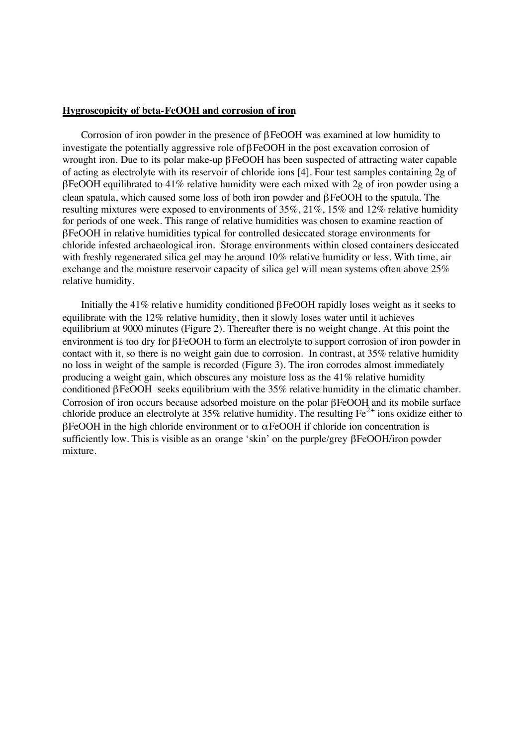**Hygroscopicity of beta-FeOOH and corrosion of iron**

Corrosion of iron powder in the presence of βFeOOH was examined at low humidity to investigate the potentially aggressive role of βFeOOH in the post excavation corrosion of wrought iron. Due to its polar make-up βFeOOH has been suspected of attracting water capable of acting as electrolyte with its reservoir of chloride ions [4]. Four test samples containing 2g of βFeOOH equilibrated to 41% relative humidity were each mixed with 2g of iron powder using a clean spatula, which caused some loss of both iron powder and βFeOOH to the spatula. The resulting mixtures were exposed to environments of 35%, 21%, 15% and 12% relative humidity for periods of one week. This range of relative humidities was chosen to examine reaction of βFeOOH in relative humidities typical for controlled desiccated storage environments for chloride infested archaeological iron. Storage environments within closed containers desiccated with freshly regenerated silica gel may be around 10% relative humidity or less. With time, air exchange and the moisture reservoir capacity of silica gel will mean systems often above 25% relative humidity.

Initially the 41% relative humidity conditioned βFeOOH rapidly loses weight as it seeks to equilibrate with the 12% relative humidity, then it slowly loses water until it achieves equilibrium at 9000 minutes (Figure 2). Thereafter there is no weight change. At this point the environment is too dry for βFeOOH to form an electrolyte to support corrosion of iron powder in contact with it, so there is no weight gain due to corrosion. In contrast, at 35% relative humidity no loss in weight of the sample is recorded (Figure 3). The iron corrodes almost immediately producing a weight gain, which obscures any moisture loss as the 41% relative humidity conditioned βFeOOH seeks equilibrium with the 35% relative humidity in the climatic chamber. Corrosion of iron occurs because adsorbed moisture on the polar βFeOOH and its mobile surface chloride produce an electrolyte at 35% relative humidity. The resulting $Fe^{2+}$ ions oxidize either to βFeOOH in the high chloride environment or to αFeOOH if chloride ion concentration is sufficiently low. This is visible as an orange 'skin' on the purple/grey βFeOOH/iron powder mixture.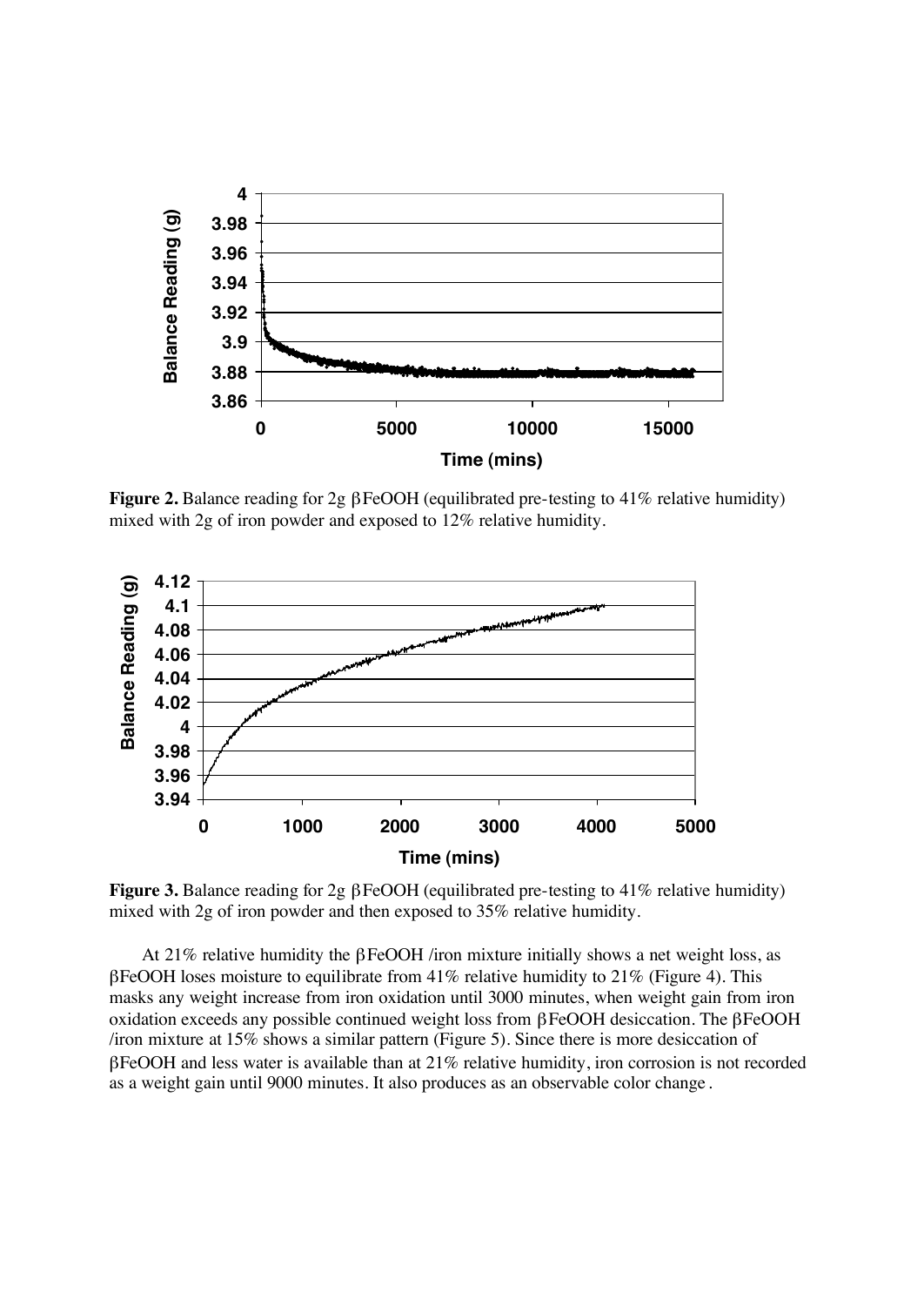**Figure 2.** Balance reading for 2g βFeOOH (equilibrated pre-testing to 41% relative humidity) mixed with 2g of iron powder and exposed to 12% relative humidity.

**Figure 3.** Balance reading for 2g βFeOOH (equilibrated pre-testing to 41% relative humidity) mixed with 2g of iron powder and then exposed to 35% relative humidity.

At 21% relative humidity the βFeOOH /iron mixture initially shows a net weight loss, as βFeOOH loses moisture to equilibrate from 41% relative humidity to 21% (Figure 4). This masks any weight increase from iron oxidation until 3000 minutes, when weight gain from iron oxidation exceeds any possible continued weight loss from βFeOOH desiccation. The βFeOOH /iron mixture at 15% shows a similar pattern (Figure 5). Since there is more desiccation of βFeOOH and less water is available than at 21% relative humidity, iron corrosion is not recorded as a weight gain until 9000 minutes. It also produces as an observable color change.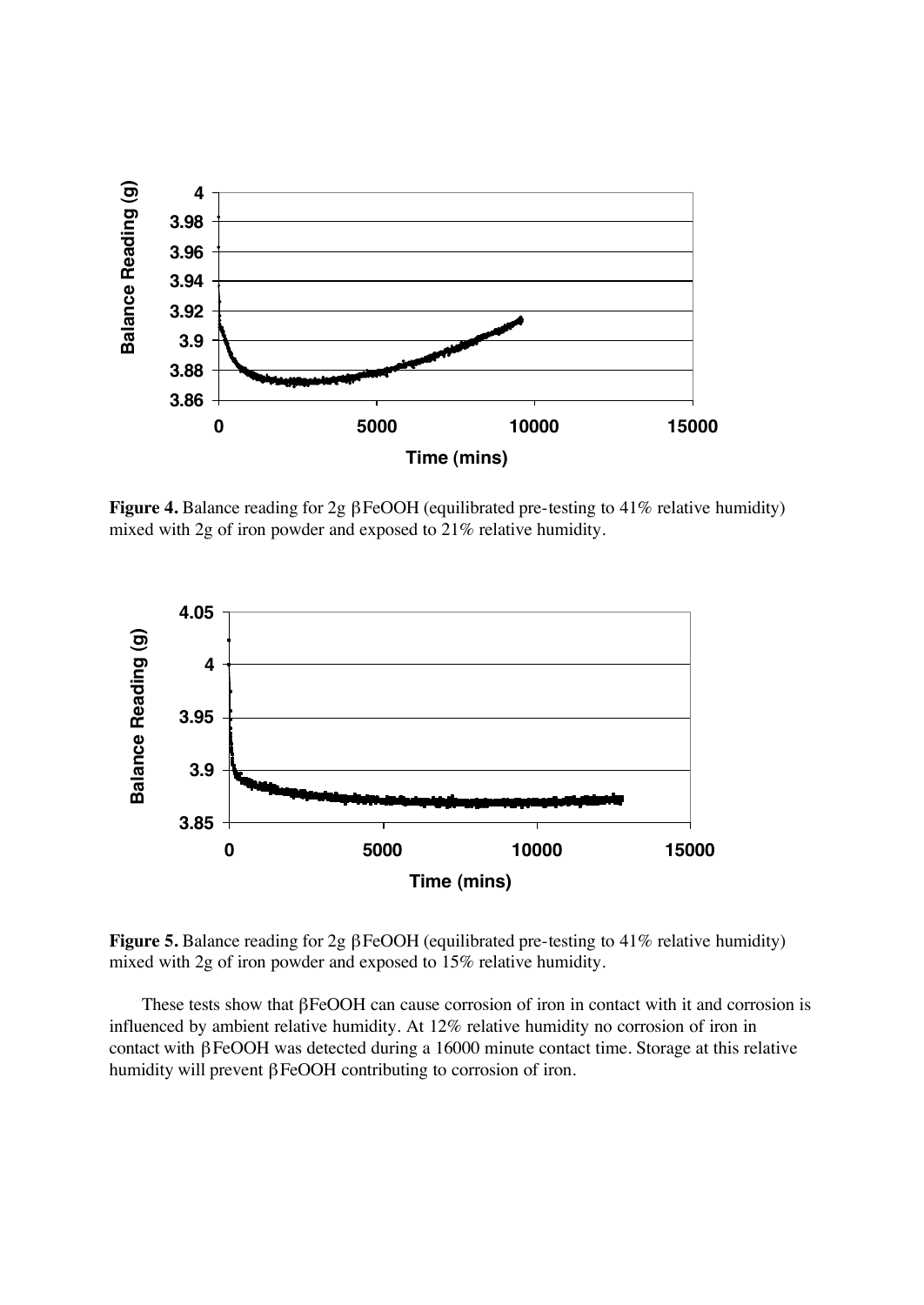**Figure 4.** Balance reading for 2g βFeOOH (equilibrated pre-testing to 41% relative humidity) mixed with 2g of iron powder and exposed to 21% relative humidity.

**Figure 5.** Balance reading for 2g βFeOOH (equilibrated pre-testing to 41% relative humidity) mixed with 2g of iron powder and exposed to 15% relative humidity.

These tests show that βFeOOH can cause corrosion of iron in contact with it and corrosion is influenced by ambient relative humidity. At 12% relative humidity no corrosion of iron in contact with βFeOOH was detected during a 16000 minute contact time. Storage at this relative humidity will prevent βFeOOH contributing to corrosion of iron.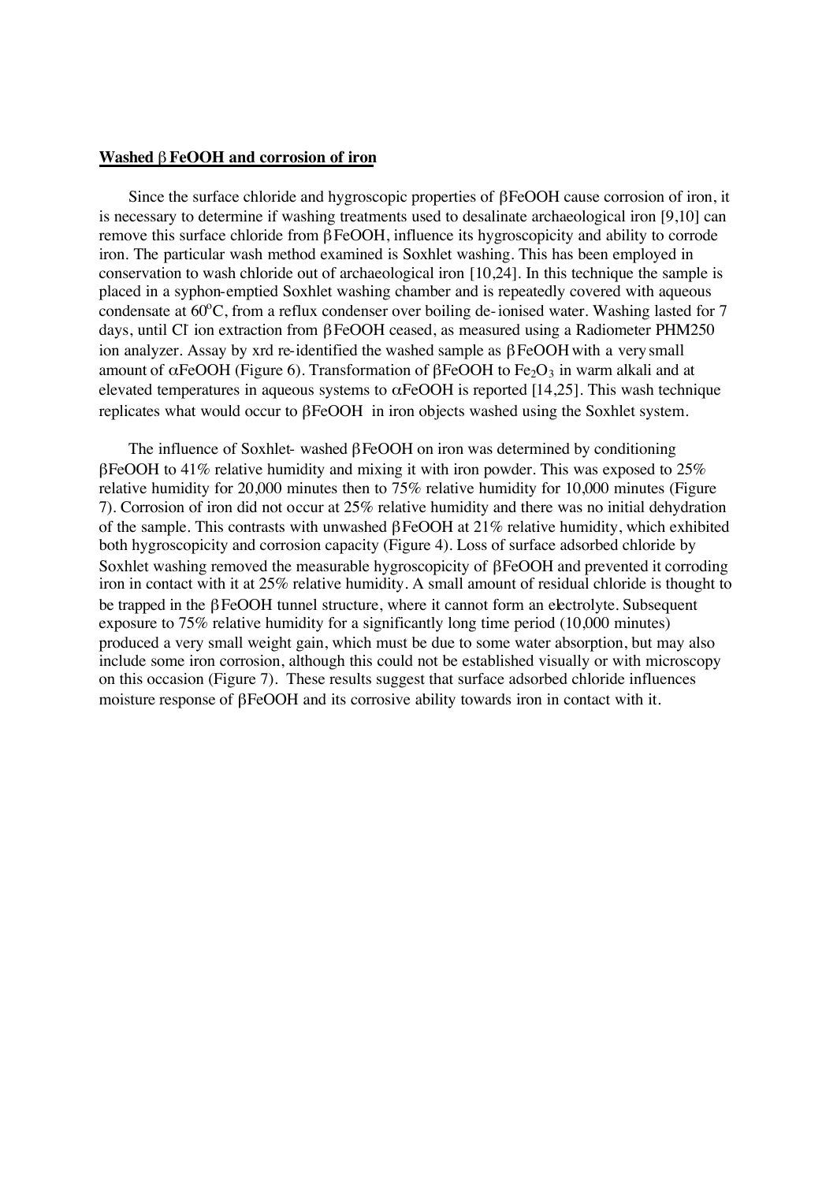**Washed β FeOOH and corrosion of iron**

Since the surface chloride and hygroscopic properties of βFeOOH cause corrosion of iron, it is necessary to determine if washing treatments used to desalinate archaeological iron [9,10] can remove this surface chloride from β FeOOH, influence its hygroscopicity and ability to corrode iron. The particular wash method examined is Soxhlet washing. This has been employed in conservation to wash chloride out of archaeological iron [10,24]. In this technique the sample is placed in a syphon-emptied Soxhlet washing chamber and is repeatedly covered with aqueous condensate at 60°C, from a reflux condenser over boiling de-ionised water. Washing lasted for 7 days, until $Cl^-$ ion extraction from β FeOOH ceased, as measured using a Radiometer PHM250 ion analyzer. Assay by xrd re-identified the washed sample as β FeOOH with a very small amount of αFeOOH (Figure 6). Transformation of βFeOOH to $Fe_2O_3$ in warm alkali and at elevated temperatures in aqueous systems to αFeOOH is reported [14,25]. This wash technique replicates what would occur to β FeOOH in iron objects washed using the Soxhlet system.

The influence of Soxhlet- washed β FeOOH on iron was determined by conditioning βFeOOH to 41% relative humidity and mixing it with iron powder. This was exposed to 25% relative humidity for 20,000 minutes then to 75% relative humidity for 10,000 minutes (Figure 7). Corrosion of iron did not occur at 25% relative humidity and there was no initial dehydration of the sample. This contrasts with unwashed β FeOOH at 21% relative humidity, which exhibited both hygroscopicity and corrosion capacity (Figure 4). Loss of surface adsorbed chloride by Soxhlet washing removed the measurable hygroscopicity of βFeOOH and prevented it corroding iron in contact with it at 25% relative humidity. A small amount of residual chloride is thought to be trapped in the β FeOOH tunnel structure, where it cannot form an electrolyte. Subsequent exposure to 75% relative humidity for a significantly long time period (10,000 minutes) produced a very small weight gain, which must be due to some water absorption, but may also include some iron corrosion, although this could not be established visually or with microscopy on this occasion (Figure 7). These results suggest that surface adsorbed chloride influences moisture response of βFeOOH and its corrosive ability towards iron in contact with it.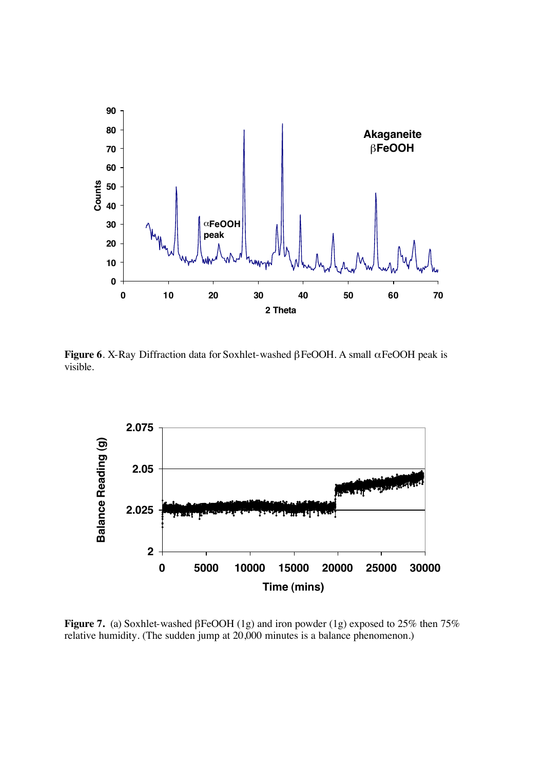**Figure 6**. X-Ray Diffraction data for Soxhlet-washed βFeOOH. A small αFeOOH peak is visible.

**Figure 7.** (a) Soxhlet-washed βFeOOH (1g) and iron powder (1g) exposed to 25% then 75% relative humidity. (The sudden jump at 20,000 minutes is a balance phenomenon.)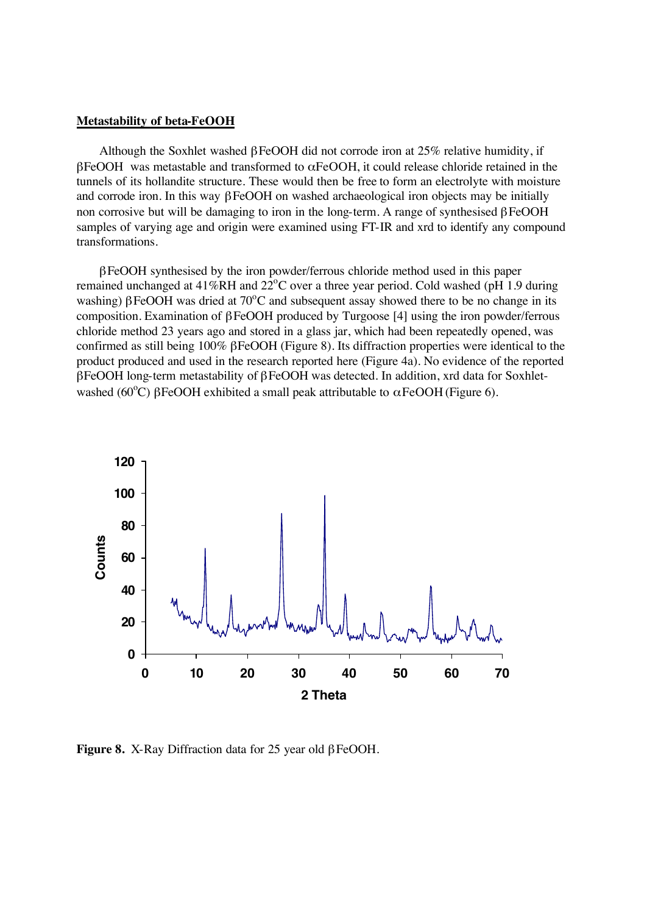**Metastability of beta-FeOOH**

Although the Soxhlet washed βFeOOH did not corrode iron at 25% relative humidity, if βFeOOH was metastable and transformed to αFeOOH, it could release chloride retained in the tunnels of its hollandite structure. These would then be free to form an electrolyte with moisture and corrode iron. In this way βFeOOH on washed archaeological iron objects may be initially non corrosive but will be damaging to iron in the long-term. A range of synthesised βFeOOH samples of varying age and origin were examined using FT-IR and xrd to identify any compound transformations.

βFeOOH synthesised by the iron powder/ferrous chloride method used in this paper remained unchanged at 41%RH and 22°C over a three year period. Cold washed (pH 1.9 during washing) βFeOOH was dried at 70°C and subsequent assay showed there to be no change in its composition. Examination of βFeOOH produced by Turgoose [4] using the iron powder/ferrous chloride method 23 years ago and stored in a glass jar, which had been repeatedly opened, was confirmed as still being 100% βFeOOH (Figure 8). Its diffraction properties were identical to the product produced and used in the research reported here (Figure 4a). No evidence of the reported βFeOOH long-term metastability of βFeOOH was detected. In addition, xrd data for Soxhlet-washed (60°C) βFeOOH exhibited a small peak attributable to αFeOOH (Figure 6).

**Figure 8.** X-Ray Diffraction data for 25 year old βFeOOH.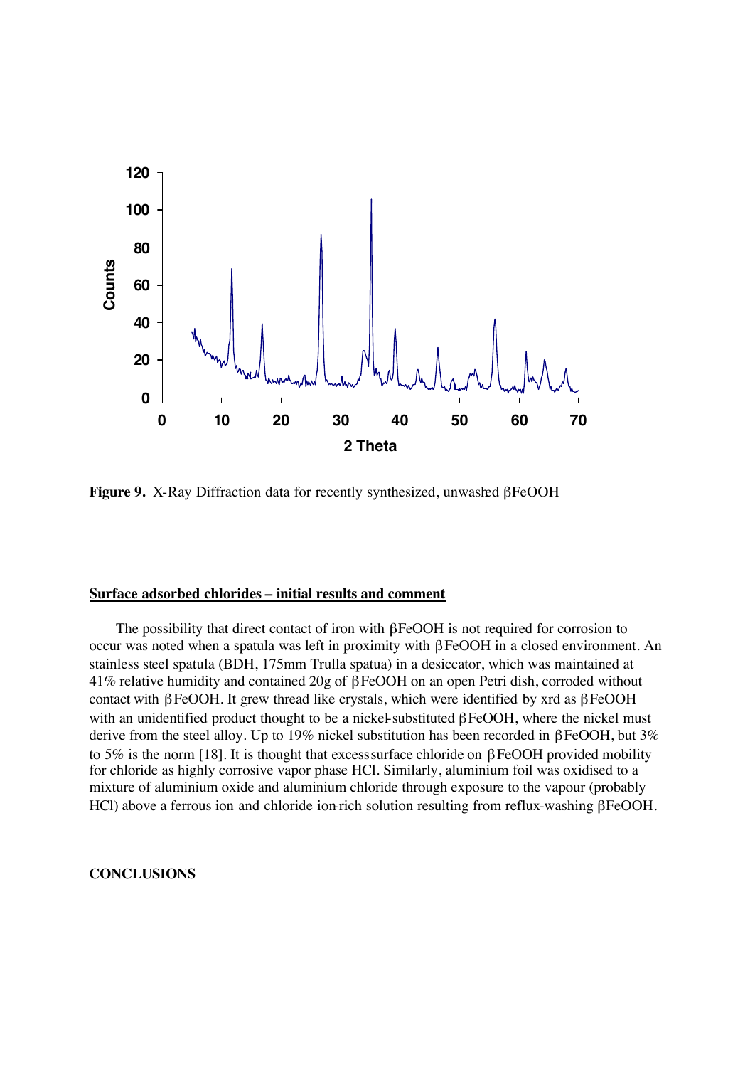**Figure 9.** X-Ray Diffraction data for recently synthesized, unwashed βFeOOH

## Surface adsorbed chlorides – initial results and comment

The possibility that direct contact of iron with βFeOOH is not required for corrosion to occur was noted when a spatula was left in proximity with βFeOOH in a closed environment. An stainless steel spatula (BDH, 175mm Trulla spatua) in a desiccator, which was maintained at 41% relative humidity and contained 20g of βFeOOH on an open Petri dish, corroded without contact with βFeOOH. It grew thread like crystals, which were identified by xrd as βFeOOH with an unidentified product thought to be a nickel-substituted βFeOOH, where the nickel must derive from the steel alloy. Up to 19% nickel substitution has been recorded in βFeOOH, but 3% to 5% is the norm [18]. It is thought that excess surface chloride on βFeOOH provided mobility for chloride as highly corrosive vapor phase HCl. Similarly, aluminium foil was oxidised to a mixture of aluminium oxide and aluminium chloride through exposure to the vapour (probably HCl) above a ferrous ion and chloride ion-rich solution resulting from reflux-washing βFeOOH.

## CONCLUSIONS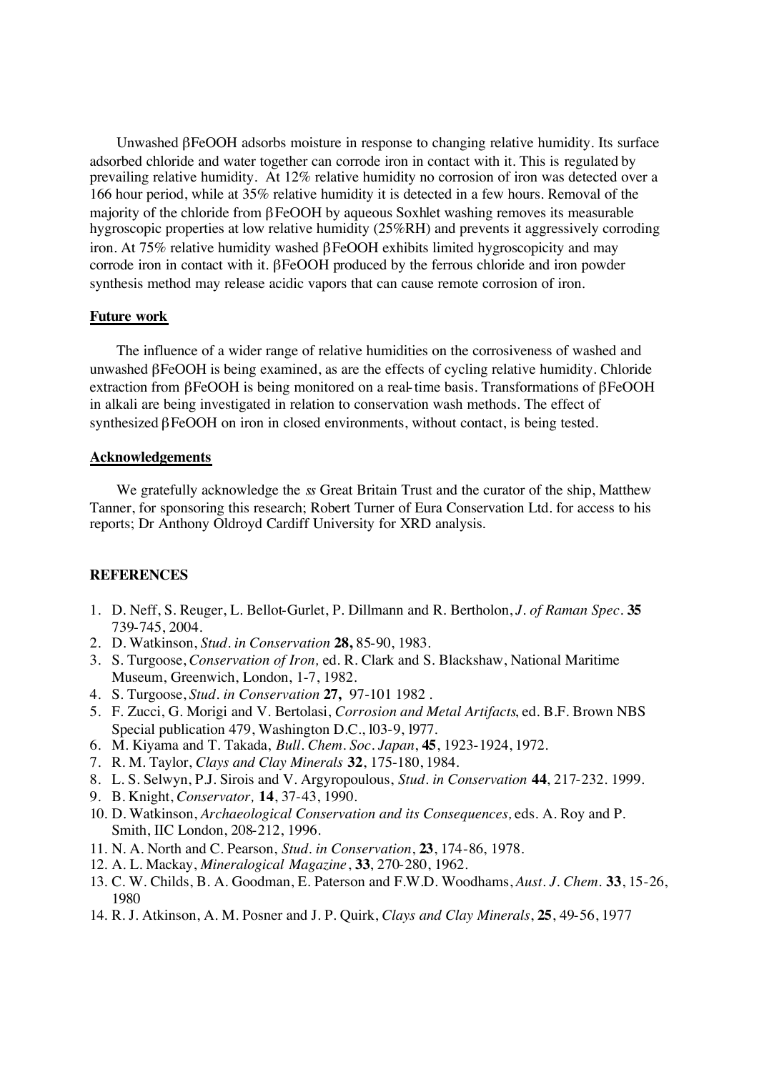Unwashed βFeOOH adsorbs moisture in response to changing relative humidity. Its surface adsorbed chloride and water together can corrode iron in contact with it. This is regulated by prevailing relative humidity. At 12% relative humidity no corrosion of iron was detected over a 166 hour period, while at 35% relative humidity it is detected in a few hours. Removal of the majority of the chloride from βFeOOH by aqueous Soxhlet washing removes its measurable hygroscopic properties at low relative humidity (25%RH) and prevents it aggressively corroding iron. At 75% relative humidity washed βFeOOH exhibits limited hygroscopicity and may corrode iron in contact with it. βFeOOH produced by the ferrous chloride and iron powder synthesis method may release acidic vapors that can cause remote corrosion of iron.

## Future work

The influence of a wider range of relative humidities on the corrosiveness of washed and unwashed βFeOOH is being examined, as are the effects of cycling relative humidity. Chloride extraction from βFeOOH is being monitored on a real-time basis. Transformations of βFeOOH in alkali are being investigated in relation to conservation wash methods. The effect of synthesized βFeOOH on iron in closed environments, without contact, is being tested.

## Acknowledgements

We gratefully acknowledge the *ss* Great Britain Trust and the curator of the ship, Matthew Tanner, for sponsoring this research; Robert Turner of Eura Conservation Ltd. for access to his reports; Dr Anthony Oldroyd Cardiff University for XRD analysis.

## REFERENCES

1. D. Neff, S. Reuger, L. Bellot-Gurlet, P. Dillmann and R. Bertholon, *J. of Raman Spec.* **35** 739-745, 2004.
2. D. Watkinson, *Stud. in Conservation* **28,** 85-90, 1983.
3. S. Turgoose, *Conservation of Iron,* ed. R. Clark and S. Blackshaw, National Maritime Museum, Greenwich, London, 1-7, 1982.
4. S. Turgoose, *Stud. in Conservation* **27,** 97-101 1982 .
5. F. Zucci, G. Morigi and V. Bertolasi, *Corrosion and Metal Artifacts*, ed. B.F. Brown NBS Special publication 479, Washington D.C., l03-9, l977.
6. M. Kiyama and T. Takada, *Bull. Chem. Soc. Japan*, **45**, 1923-1924, 1972.
7. R. M. Taylor, *Clays and Clay Minerals* **32**, 175-180, 1984.
8. L. S. Selwyn, P.J. Sirois and V. Argyropoulous, *Stud. in Conservation* **44**, 217-232. 1999.
9. B. Knight, *Conservator,* **14**, 37-43, 1990.
10. D. Watkinson, *Archaeological Conservation and its Consequences,* eds. A. Roy and P. Smith, IIC London, 208-212, 1996.
11. N. A. North and C. Pearson, *Stud. in Conservation*, **23**, 174-86, 1978.
12. A. L. Mackay, *Mineralogical Magazine*, **33**, 270-280, 1962.
13. C. W. Childs, B. A. Goodman, E. Paterson and F.W.D. Woodhams, *Aust. J. Chem.* **33**, 15-26, 1980
14. R. J. Atkinson, A. M. Posner and J. P. Quirk, *Clays and Clay Minerals*, **25**, 49-56, 1977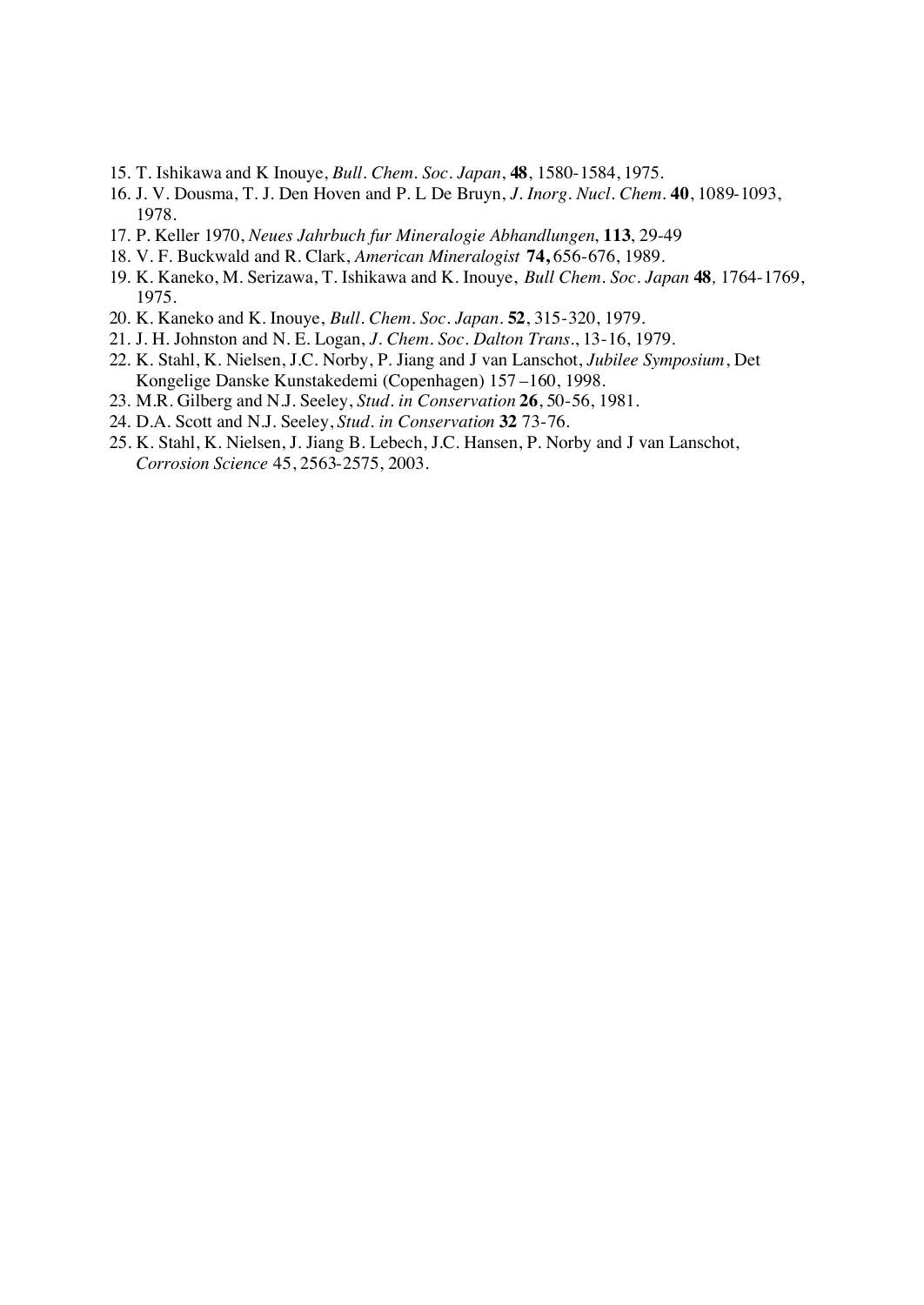15. T. Ishikawa and K Inouye, *Bull. Chem. Soc. Japan*, **48**, 1580-1584, 1975.
16. J. V. Dousma, T. J. Den Hoven and P. L De Bruyn, *J. Inorg. Nucl. Chem.* **40**, 1089-1093, 1978.
17. P. Keller 1970, *Neues Jahrbuch fur Mineralogie Abhandlungen*, **113**, 29-49
18. V. F. Buckwald and R. Clark, *American Mineralogist* **74,** 656-676, 1989.
19. K. Kaneko, M. Serizawa, T. Ishikawa and K. Inouye, *Bull Chem. Soc. Japan* **48**, 1764-1769, 1975.
20. K. Kaneko and K. Inouye, *Bull. Chem. Soc. Japan.* **52**, 315-320, 1979.
21. J. H. Johnston and N. E. Logan, *J. Chem. Soc. Dalton Trans.*, 13-16, 1979.
22. K. Stahl, K. Nielsen, J.C. Norby, P. Jiang and J van Lanschot, *Jubilee Symposium*, Det Kongelige Danske Kunstakedemi (Copenhagen) 157 –160, 1998.
23. M.R. Gilberg and N.J. Seeley, *Stud. in Conservation* **26**, 50-56, 1981.
24. D.A. Scott and N.J. Seeley, *Stud. in Conservation* **32** 73-76.
25. K. Stahl, K. Nielsen, J. Jiang B. Lebech, J.C. Hansen, P. Norby and J van Lanschot, *Corrosion Science* 45, 2563-2575, 2003.